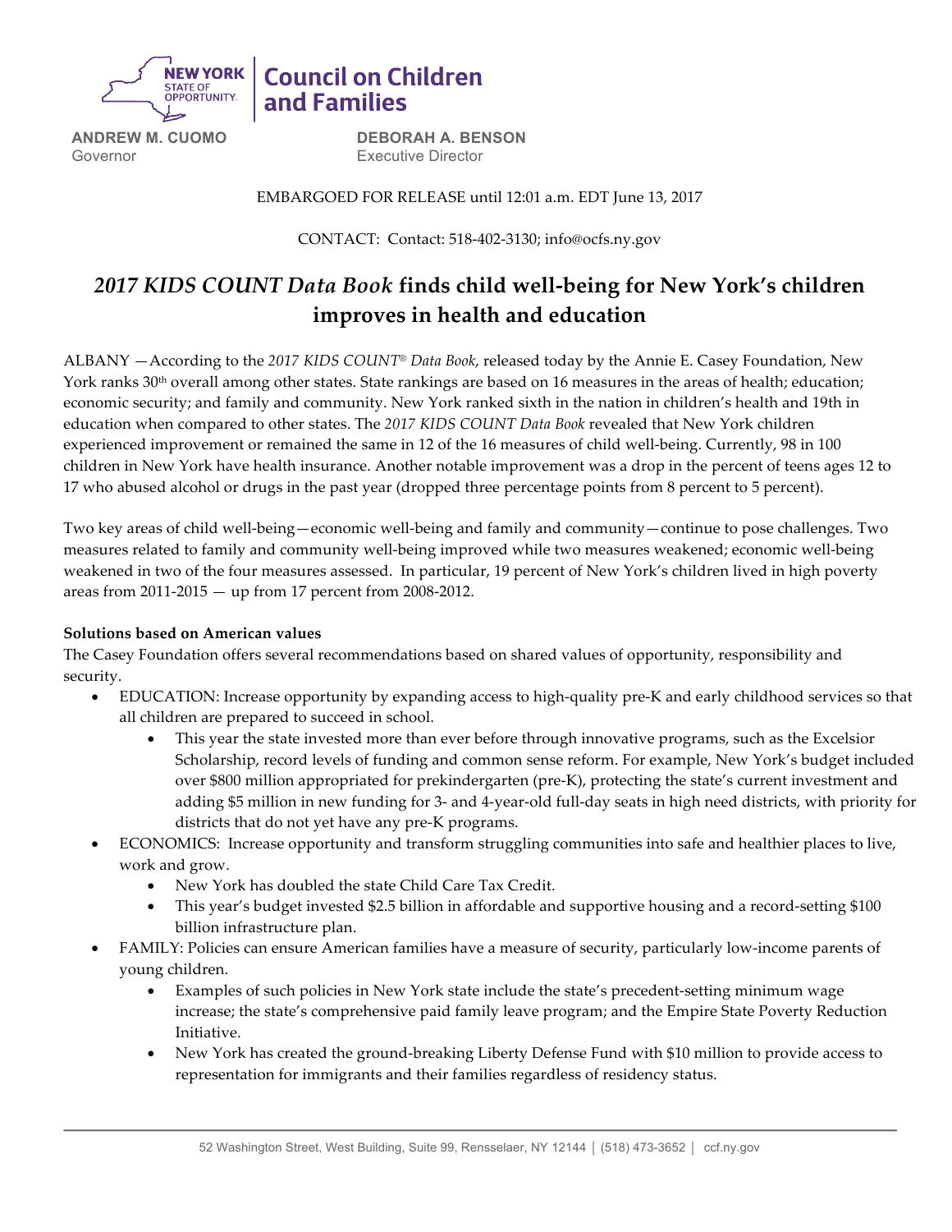NEW YORK STATE OF OPPORTUNITY. | Council on Children and Families

**ANDREW M. CUOMO**
Governor

**DEBORAH A. BENSON**
Executive Director

EMBARGOED FOR RELEASE until 12:01 a.m. EDT June 13, 2017

CONTACT: Contact: 518-402-3130; info@ocfs.ny.gov

# *2017 KIDS COUNT Data Book* finds child well-being for New York's children improves in health and education

ALBANY —According to the *2017 KIDS COUNT® Data Book*, released today by the Annie E. Casey Foundation, New York ranks 30th overall among other states. State rankings are based on 16 measures in the areas of health; education; economic security; and family and community. New York ranked sixth in the nation in children's health and 19th in education when compared to other states. The *2017 KIDS COUNT Data Book* revealed that New York children experienced improvement or remained the same in 12 of the 16 measures of child well-being. Currently, 98 in 100 children in New York have health insurance. Another notable improvement was a drop in the percent of teens ages 12 to 17 who abused alcohol or drugs in the past year (dropped three percentage points from 8 percent to 5 percent).

Two key areas of child well-being—economic well-being and family and community—continue to pose challenges. Two measures related to family and community well-being improved while two measures weakened; economic well-being weakened in two of the four measures assessed. In particular, 19 percent of New York's children lived in high poverty areas from 2011-2015 — up from 17 percent from 2008-2012.

**Solutions based on American values**

The Casey Foundation offers several recommendations based on shared values of opportunity, responsibility and security.

- EDUCATION: Increase opportunity by expanding access to high-quality pre-K and early childhood services so that all children are prepared to succeed in school.
  - This year the state invested more than ever before through innovative programs, such as the Excelsior Scholarship, record levels of funding and common sense reform. For example, New York's budget included over $800 million appropriated for prekindergarten (pre-K), protecting the state's current investment and adding $5 million in new funding for 3- and 4-year-old full-day seats in high need districts, with priority for districts that do not yet have any pre-K programs.
- ECONOMICS: Increase opportunity and transform struggling communities into safe and healthier places to live, work and grow.
  - New York has doubled the state Child Care Tax Credit.
  - This year's budget invested $2.5 billion in affordable and supportive housing and a record-setting $100 billion infrastructure plan.
- FAMILY: Policies can ensure American families have a measure of security, particularly low-income parents of young children.
  - Examples of such policies in New York state include the state's precedent-setting minimum wage increase; the state's comprehensive paid family leave program; and the Empire State Poverty Reduction Initiative.
  - New York has created the ground-breaking Liberty Defense Fund with $10 million to provide access to representation for immigrants and their families regardless of residency status.

52 Washington Street, West Building, Suite 99, Rensselaer, NY 12144 | (518) 473-3652 | ccf.ny.gov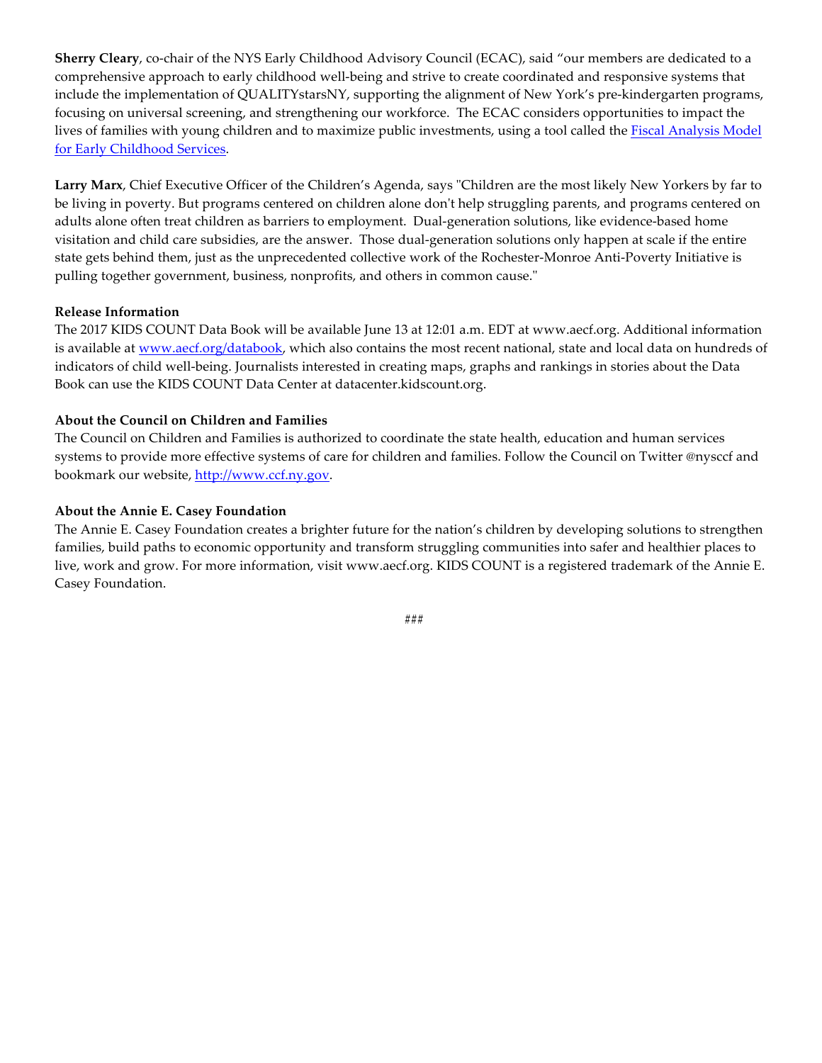**Sherry Cleary**, co-chair of the NYS Early Childhood Advisory Council (ECAC), said "our members are dedicated to a comprehensive approach to early childhood well-being and strive to create coordinated and responsive systems that include the implementation of QUALITYstarsNY, supporting the alignment of New York's pre-kindergarten programs, focusing on universal screening, and strengthening our workforce. The ECAC considers opportunities to impact the lives of families with young children and to maximize public investments, using a tool called the Fiscal Analysis Model for Early Childhood Services.

**Larry Marx**, Chief Executive Officer of the Children's Agenda, says "Children are the most likely New Yorkers by far to be living in poverty. But programs centered on children alone don't help struggling parents, and programs centered on adults alone often treat children as barriers to employment. Dual-generation solutions, like evidence-based home visitation and child care subsidies, are the answer. Those dual-generation solutions only happen at scale if the entire state gets behind them, just as the unprecedented collective work of the Rochester-Monroe Anti-Poverty Initiative is pulling together government, business, nonprofits, and others in common cause."

**Release Information**

The 2017 KIDS COUNT Data Book will be available June 13 at 12:01 a.m. EDT at www.aecf.org. Additional information is available at www.aecf.org/databook, which also contains the most recent national, state and local data on hundreds of indicators of child well-being. Journalists interested in creating maps, graphs and rankings in stories about the Data Book can use the KIDS COUNT Data Center at datacenter.kidscount.org.

**About the Council on Children and Families**

The Council on Children and Families is authorized to coordinate the state health, education and human services systems to provide more effective systems of care for children and families. Follow the Council on Twitter @nysccf and bookmark our website, http://www.ccf.ny.gov.

**About the Annie E. Casey Foundation**

The Annie E. Casey Foundation creates a brighter future for the nation's children by developing solutions to strengthen families, build paths to economic opportunity and transform struggling communities into safer and healthier places to live, work and grow. For more information, visit www.aecf.org. KIDS COUNT is a registered trademark of the Annie E. Casey Foundation.

###